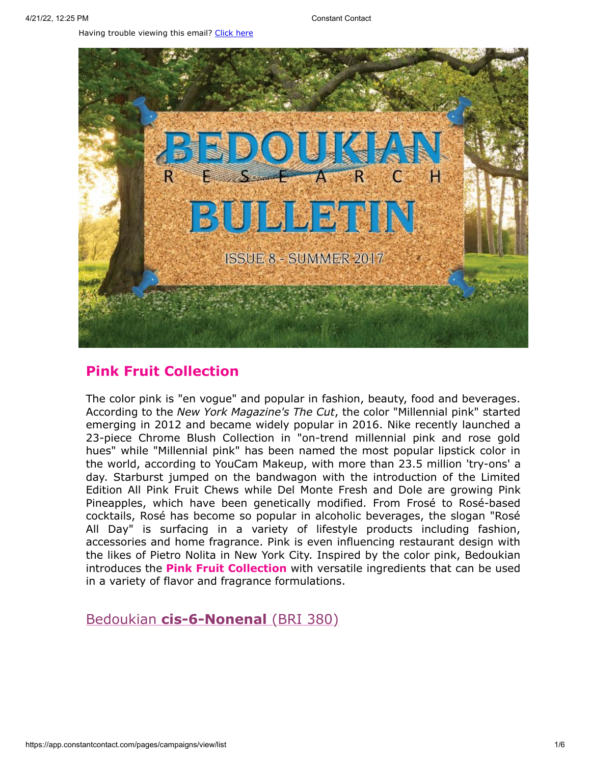Having trouble viewing this email? Click here

BEDOUKIAN RESEARCH BULLETIN

ISSUE 8 - SUMMER 2017

## Pink Fruit Collection

The color pink is "en vogue" and popular in fashion, beauty, food and beverages. According to the *New York Magazine's The Cut*, the color "Millennial pink" started emerging in 2012 and became widely popular in 2016. Nike recently launched a 23-piece Chrome Blush Collection in "on-trend millennial pink and rose gold hues" while "Millennial pink" has been named the most popular lipstick color in the world, according to YouCam Makeup, with more than 23.5 million 'try-ons' a day. Starburst jumped on the bandwagon with the introduction of the Limited Edition All Pink Fruit Chews while Del Monte Fresh and Dole are growing Pink Pineapples, which have been genetically modified. From Frosé to Rosé-based cocktails, Rosé has become so popular in alcoholic beverages, the slogan "Rosé All Day" is surfacing in a variety of lifestyle products including fashion, accessories and home fragrance. Pink is even influencing restaurant design with the likes of Pietro Nolita in New York City. Inspired by the color pink, Bedoukian introduces the **Pink Fruit Collection** with versatile ingredients that can be used in a variety of flavor and fragrance formulations.

### Bedoukian **cis-6-Nonenal** (BRI 380)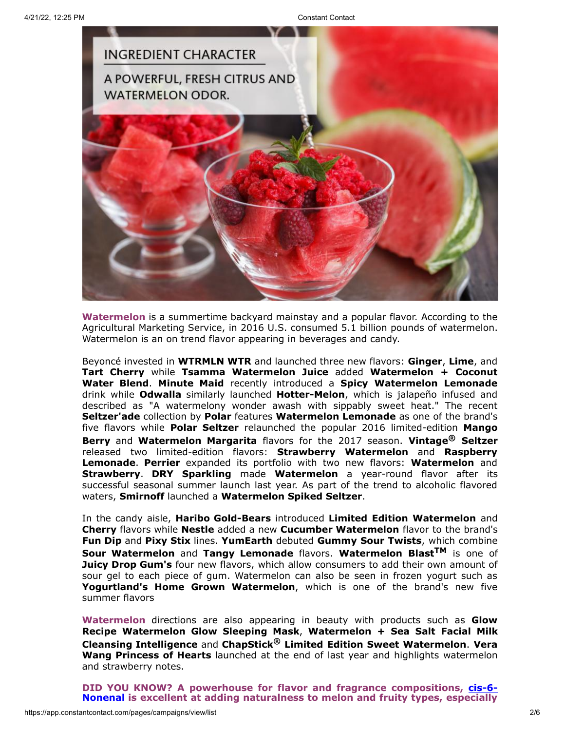INGREDIENT CHARACTER

A POWERFUL, FRESH CITRUS AND WATERMELON ODOR.

**Watermelon** is a summertime backyard mainstay and a popular flavor. According to the Agricultural Marketing Service, in 2016 U.S. consumed 5.1 billion pounds of watermelon. Watermelon is an on trend flavor appearing in beverages and candy.

Beyoncé invested in **WTRMLN WTR** and launched three new flavors: **Ginger**, **Lime**, and **Tart Cherry** while **Tsamma Watermelon Juice** added **Watermelon + Coconut Water Blend**. **Minute Maid** recently introduced a **Spicy Watermelon Lemonade** drink while **Odwalla** similarly launched **Hotter-Melon**, which is jalapeño infused and described as "A watermelony wonder awash with sippably sweet heat." The recent **Seltzer'ade** collection by **Polar** features **Watermelon Lemonade** as one of the brand's five flavors while **Polar Seltzer** relaunched the popular 2016 limited-edition **Mango Berry** and **Watermelon Margarita** flavors for the 2017 season. **Vintage® Seltzer** released two limited-edition flavors: **Strawberry Watermelon** and **Raspberry Lemonade**. **Perrier** expanded its portfolio with two new flavors: **Watermelon** and **Strawberry**. **DRY Sparkling** made **Watermelon** a year-round flavor after its successful seasonal summer launch last year. As part of the trend to alcoholic flavored waters, **Smirnoff** launched a **Watermelon Spiked Seltzer**.

In the candy aisle, **Haribo Gold-Bears** introduced **Limited Edition Watermelon** and **Cherry** flavors while **Nestle** added a new **Cucumber Watermelon** flavor to the brand's **Fun Dip** and **Pixy Stix** lines. **YumEarth** debuted **Gummy Sour Twists**, which combine **Sour Watermelon** and **Tangy Lemonade** flavors. **Watermelon Blast™** is one of **Juicy Drop Gum's** four new flavors, which allow consumers to add their own amount of sour gel to each piece of gum. Watermelon can also be seen in frozen yogurt such as **Yogurtland's Home Grown Watermelon**, which is one of the brand's new five summer flavors

**Watermelon** directions are also appearing in beauty with products such as **Glow Recipe Watermelon Glow Sleeping Mask**, **Watermelon + Sea Salt Facial Milk Cleansing Intelligence** and **ChapStick® Limited Edition Sweet Watermelon**. **Vera Wang Princess of Hearts** launched at the end of last year and highlights watermelon and strawberry notes.

**DID YOU KNOW? A powerhouse for flavor and fragrance compositions, cis-6-Nonenal is excellent at adding naturalness to melon and fruity types, especially**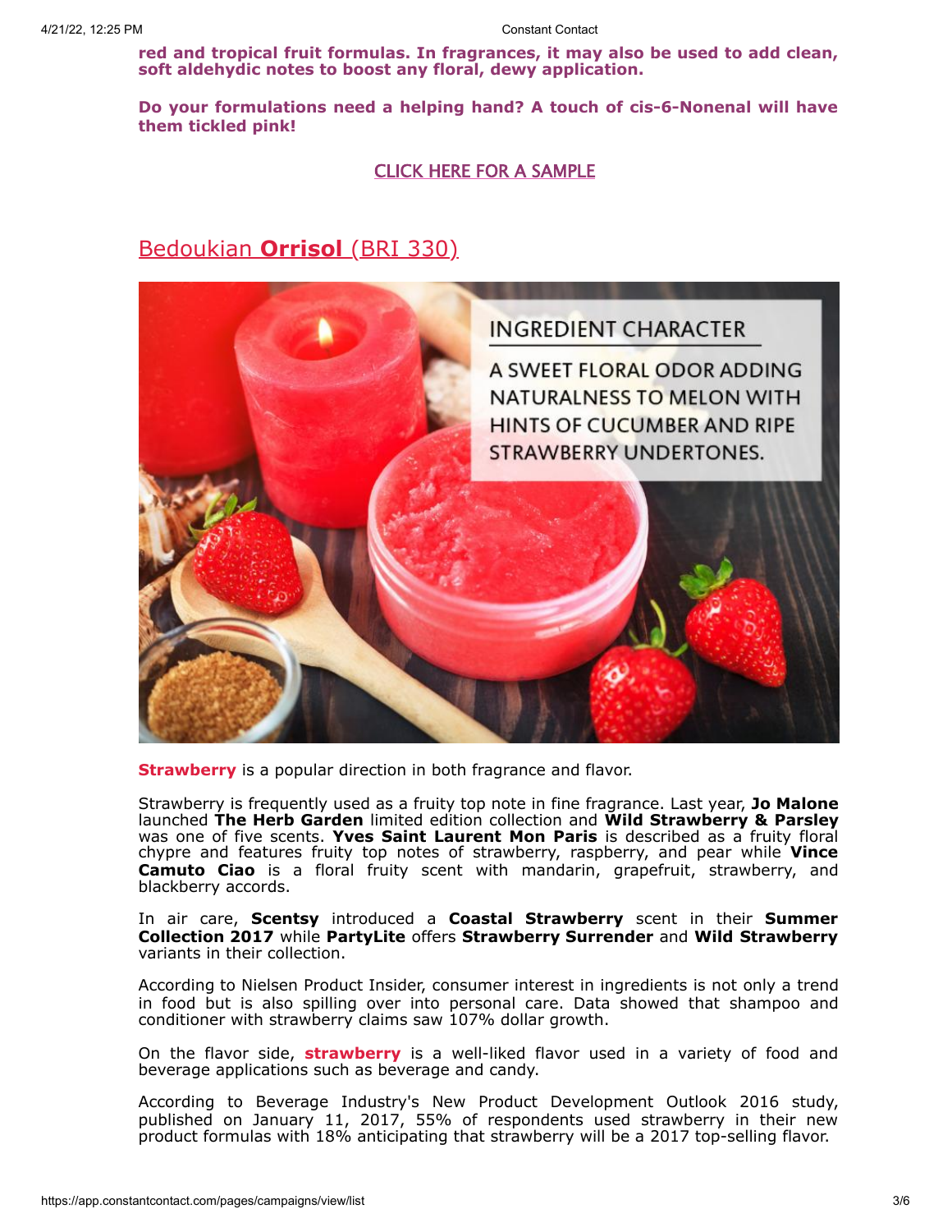**red and tropical fruit formulas. In fragrances, it may also be used to add clean, soft aldehydic notes to boost any floral, dewy application.**

**Do your formulations need a helping hand? A touch of cis-6-Nonenal will have them tickled pink!**

CLICK HERE FOR A SAMPLE

## Bedoukian **Orrisol** (BRI 330)

INGREDIENT CHARACTER

A SWEET FLORAL ODOR ADDING NATURALNESS TO MELON WITH HINTS OF CUCUMBER AND RIPE STRAWBERRY UNDERTONES.

**Strawberry** is a popular direction in both fragrance and flavor.

Strawberry is frequently used as a fruity top note in fine fragrance. Last year, **Jo Malone** launched **The Herb Garden** limited edition collection and **Wild Strawberry & Parsley** was one of five scents. **Yves Saint Laurent Mon Paris** is described as a fruity floral chypre and features fruity top notes of strawberry, raspberry, and pear while **Vince Camuto Ciao** is a floral fruity scent with mandarin, grapefruit, strawberry, and blackberry accords.

In air care, **Scentsy** introduced a **Coastal Strawberry** scent in their **Summer Collection 2017** while **PartyLite** offers **Strawberry Surrender** and **Wild Strawberry** variants in their collection.

According to Nielsen Product Insider, consumer interest in ingredients is not only a trend in food but is also spilling over into personal care. Data showed that shampoo and conditioner with strawberry claims saw 107% dollar growth.

On the flavor side, **strawberry** is a well-liked flavor used in a variety of food and beverage applications such as beverage and candy.

According to Beverage Industry's New Product Development Outlook 2016 study, published on January 11, 2017, 55% of respondents used strawberry in their new product formulas with 18% anticipating that strawberry will be a 2017 top-selling flavor.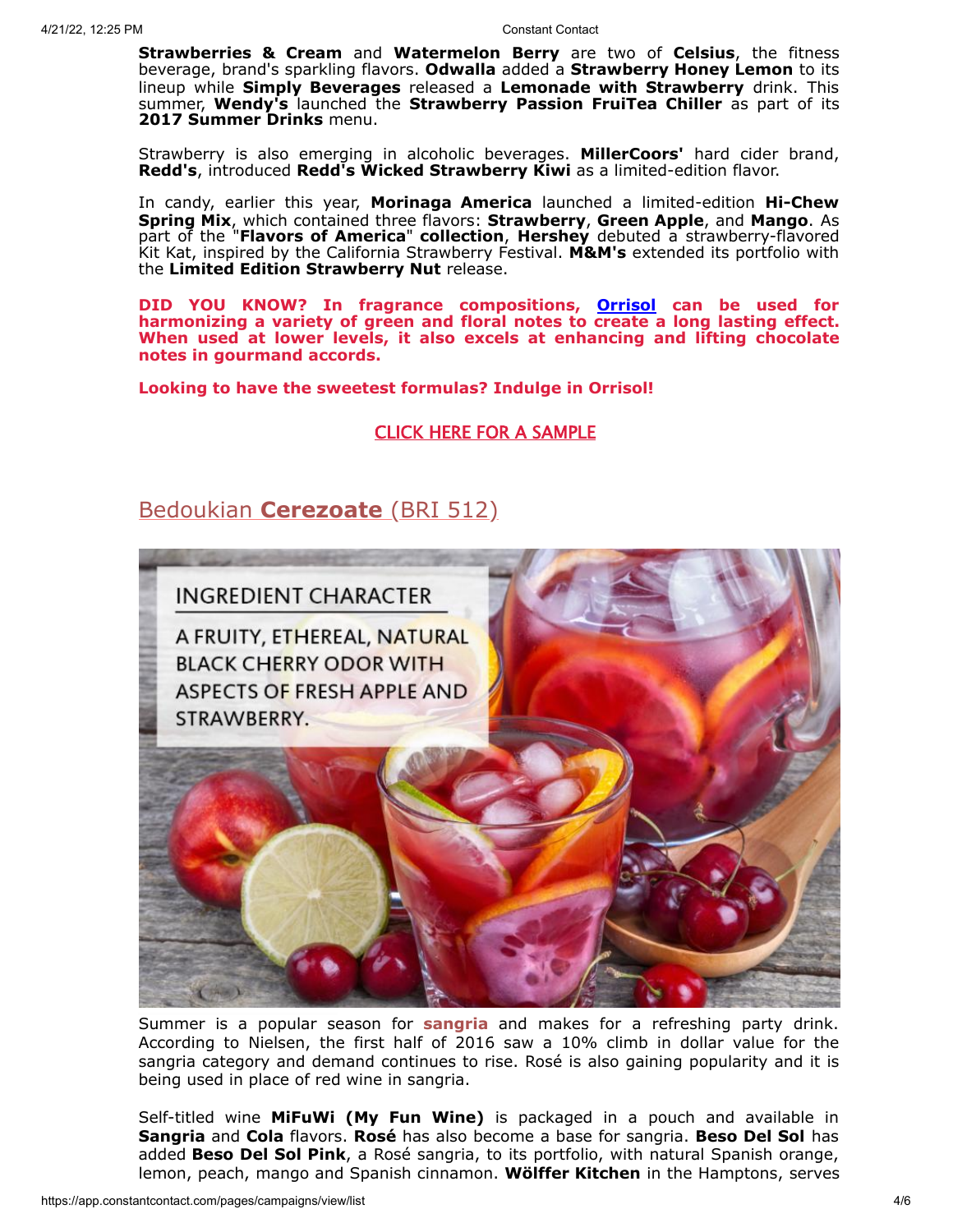**Strawberries & Cream** and **Watermelon Berry** are two of **Celsius**, the fitness beverage, brand's sparkling flavors. **Odwalla** added a **Strawberry Honey Lemon** to its lineup while **Simply Beverages** released a **Lemonade with Strawberry** drink. This summer, **Wendy's** launched the **Strawberry Passion FruiTea Chiller** as part of its **2017 Summer Drinks** menu.

Strawberry is also emerging in alcoholic beverages. **MillerCoors'** hard cider brand, **Redd's**, introduced **Redd's Wicked Strawberry Kiwi** as a limited-edition flavor.

In candy, earlier this year, **Morinaga America** launched a limited-edition **Hi-Chew Spring Mix**, which contained three flavors: **Strawberry**, **Green Apple**, and **Mango**. As part of the "**Flavors of America**" **collection**, **Hershey** debuted a strawberry-flavored Kit Kat, inspired by the California Strawberry Festival. **M&M's** extended its portfolio with the **Limited Edition Strawberry Nut** release.

**DID YOU KNOW? In fragrance compositions, Orrisol can be used for harmonizing a variety of green and floral notes to create a long lasting effect. When used at lower levels, it also excels at enhancing and lifting chocolate notes in gourmand accords.**

**Looking to have the sweetest formulas? Indulge in Orrisol!**

CLICK HERE FOR A SAMPLE

## Bedoukian **Cerezoate** (BRI 512)

INGREDIENT CHARACTER

A FRUITY, ETHEREAL, NATURAL BLACK CHERRY ODOR WITH ASPECTS OF FRESH APPLE AND STRAWBERRY.

Summer is a popular season for **sangria** and makes for a refreshing party drink. According to Nielsen, the first half of 2016 saw a 10% climb in dollar value for the sangria category and demand continues to rise. Rosé is also gaining popularity and it is being used in place of red wine in sangria.

Self-titled wine **MiFuWi (My Fun Wine)** is packaged in a pouch and available in **Sangria** and **Cola** flavors. **Rosé** has also become a base for sangria. **Beso Del Sol** has added **Beso Del Sol Pink**, a Rosé sangria, to its portfolio, with natural Spanish orange, lemon, peach, mango and Spanish cinnamon. **Wölffer Kitchen** in the Hamptons, serves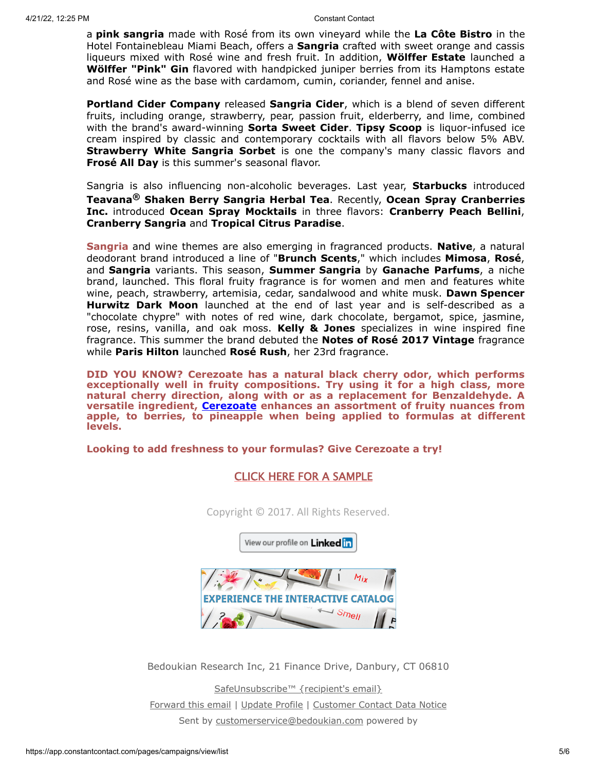a **pink sangria** made with Rosé from its own vineyard while the **La Côte Bistro** in the Hotel Fontainebleau Miami Beach, offers a **Sangria** crafted with sweet orange and cassis liqueurs mixed with Rosé wine and fresh fruit. In addition, **Wölffer Estate** launched a **Wölffer "Pink" Gin** flavored with handpicked juniper berries from its Hamptons estate and Rosé wine as the base with cardamom, cumin, coriander, fennel and anise.

**Portland Cider Company** released **Sangria Cider**, which is a blend of seven different fruits, including orange, strawberry, pear, passion fruit, elderberry, and lime, combined with the brand's award-winning **Sorta Sweet Cider**. **Tipsy Scoop** is liquor-infused ice cream inspired by classic and contemporary cocktails with all flavors below 5% ABV. **Strawberry White Sangria Sorbet** is one the company's many classic flavors and **Frosé All Day** is this summer's seasonal flavor.

Sangria is also influencing non-alcoholic beverages. Last year, **Starbucks** introduced **Teavana® Shaken Berry Sangria Herbal Tea**. Recently, **Ocean Spray Cranberries Inc.** introduced **Ocean Spray Mocktails** in three flavors: **Cranberry Peach Bellini**, **Cranberry Sangria** and **Tropical Citrus Paradise**.

**Sangria** and wine themes are also emerging in fragranced products. **Native**, a natural deodorant brand introduced a line of "**Brunch Scents**," which includes **Mimosa**, **Rosé**, and **Sangria** variants. This season, **Summer Sangria** by **Ganache Parfums**, a niche brand, launched. This floral fruity fragrance is for women and men and features white wine, peach, strawberry, artemisia, cedar, sandalwood and white musk. **Dawn Spencer Hurwitz Dark Moon** launched at the end of last year and is self-described as a "chocolate chypre" with notes of red wine, dark chocolate, bergamot, spice, jasmine, rose, resins, vanilla, and oak moss. **Kelly & Jones** specializes in wine inspired fine fragrance. This summer the brand debuted the **Notes of Rosé 2017 Vintage** fragrance while **Paris Hilton** launched **Rosé Rush**, her 23rd fragrance.

**DID YOU KNOW? Cerezoate has a natural black cherry odor, which performs exceptionally well in fruity compositions. Try using it for a high class, more natural cherry direction, along with or as a replacement for Benzaldehyde. A versatile ingredient, Cerezoate enhances an assortment of fruity nuances from apple, to berries, to pineapple when being applied to formulas at different levels.**

**Looking to add freshness to your formulas? Give Cerezoate a try!**

CLICK HERE FOR A SAMPLE

Copyright © 2017. All Rights Reserved.

View our profile on LinkedIn

EXPERIENCE THE INTERACTIVE CATALOG

Bedoukian Research Inc, 21 Finance Drive, Danbury, CT 06810

SafeUnsubscribe™ {recipient's email}

Forward this email | Update Profile | Customer Contact Data Notice

Sent by customerservice@bedoukian.com powered by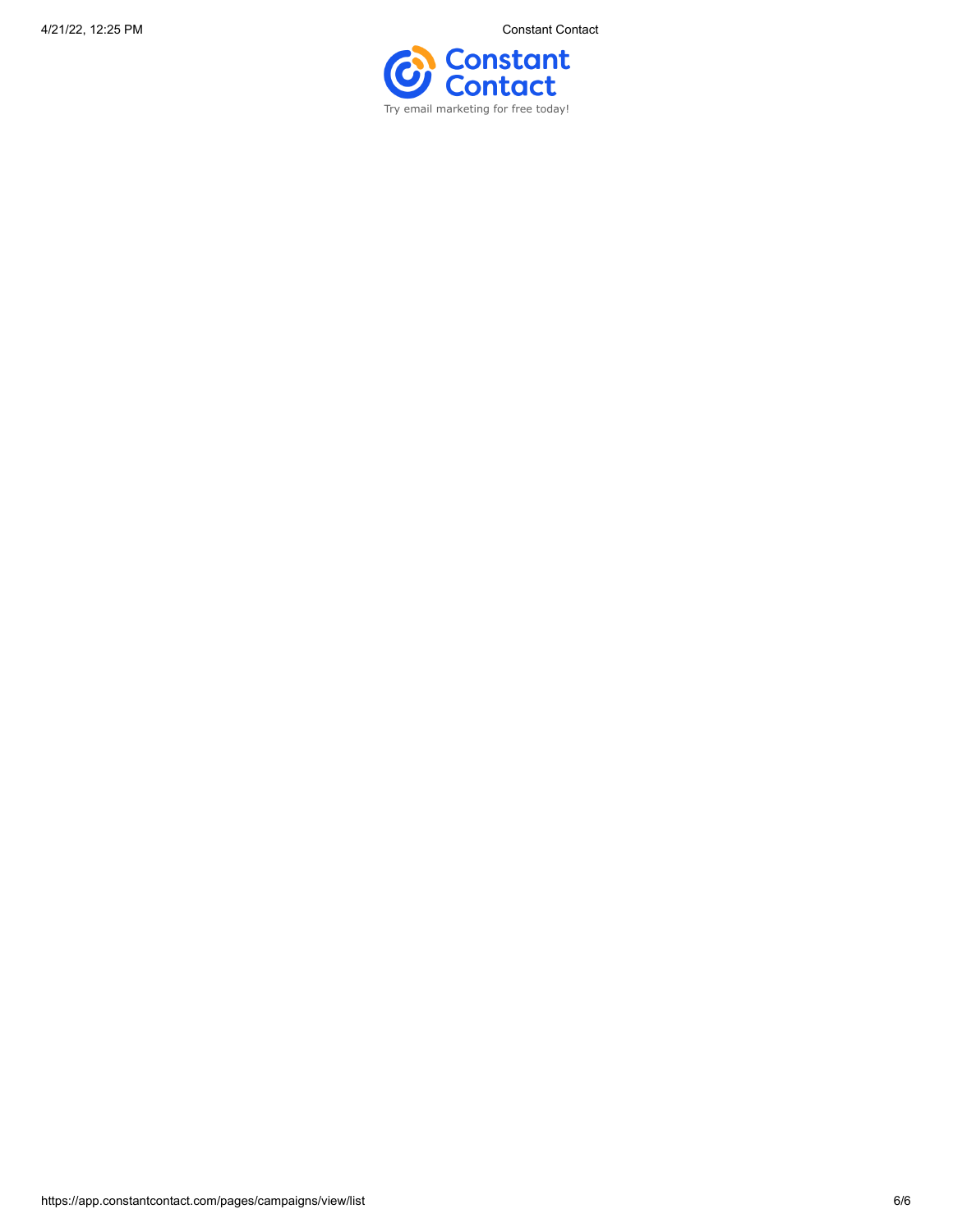Constant Contact

Try email marketing for free today!